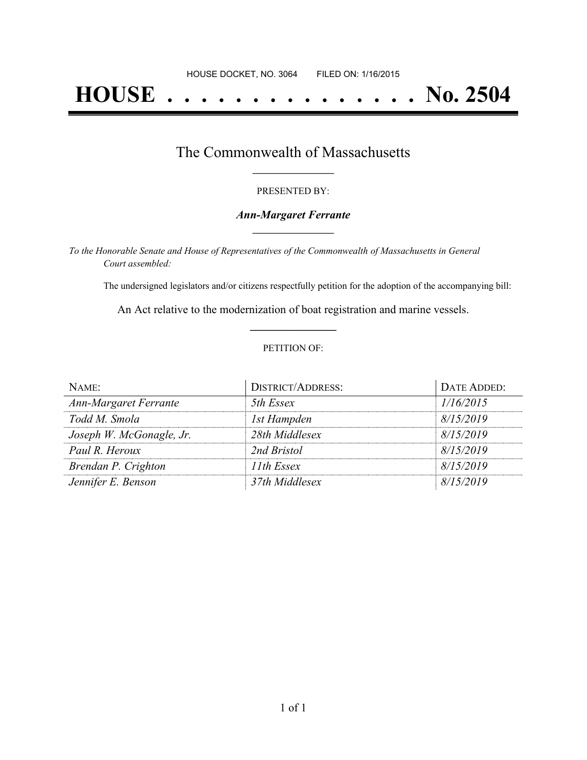HOUSE DOCKET, NO. 3064 FILED ON: 1/16/2015

# HOUSE . . . . . . . . . . . . . . . No. 2504

## The Commonwealth of Massachusetts

PRESENTED BY:

***Ann-Margaret Ferrante***

*To the Honorable Senate and House of Representatives of the Commonwealth of Massachusetts in General Court assembled:*

The undersigned legislators and/or citizens respectfully petition for the adoption of the accompanying bill:

An Act relative to the modernization of boat registration and marine vessels.

PETITION OF:

| NAME: | DISTRICT/ADDRESS: | DATE ADDED: |
| --- | --- | --- |
| *Ann-Margaret Ferrante* | *5th Essex* | *1/16/2015* |
| *Todd M. Smola* | *1st Hampden* | *8/15/2019* |
| *Joseph W. McGonagle, Jr.* | *28th Middlesex* | *8/15/2019* |
| *Paul R. Heroux* | *2nd Bristol* | *8/15/2019* |
| *Brendan P. Crighton* | *11th Essex* | *8/15/2019* |
| *Jennifer E. Benson* | *37th Middlesex* | *8/15/2019* |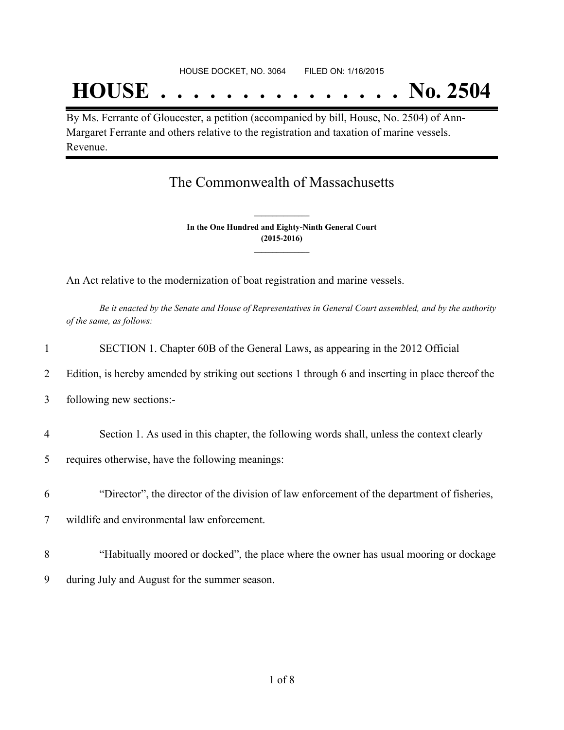HOUSE DOCKET, NO. 3064 FILED ON: 1/16/2015

# HOUSE . . . . . . . . . . . . . . . No. 2504

By Ms. Ferrante of Gloucester, a petition (accompanied by bill, House, No. 2504) of Ann-Margaret Ferrante and others relative to the registration and taxation of marine vessels. Revenue.

## The Commonwealth of Massachusetts

**In the One Hundred and Eighty-Ninth General Court (2015-2016)**

An Act relative to the modernization of boat registration and marine vessels.

*Be it enacted by the Senate and House of Representatives in General Court assembled, and by the authority of the same, as follows:*

1 SECTION 1. Chapter 60B of the General Laws, as appearing in the 2012 Official
2 Edition, is hereby amended by striking out sections 1 through 6 and inserting in place thereof the
3 following new sections:-

4 Section 1. As used in this chapter, the following words shall, unless the context clearly
5 requires otherwise, have the following meanings:

6 "Director", the director of the division of law enforcement of the department of fisheries,
7 wildlife and environmental law enforcement.

8 "Habitually moored or docked", the place where the owner has usual mooring or dockage
9 during July and August for the summer season.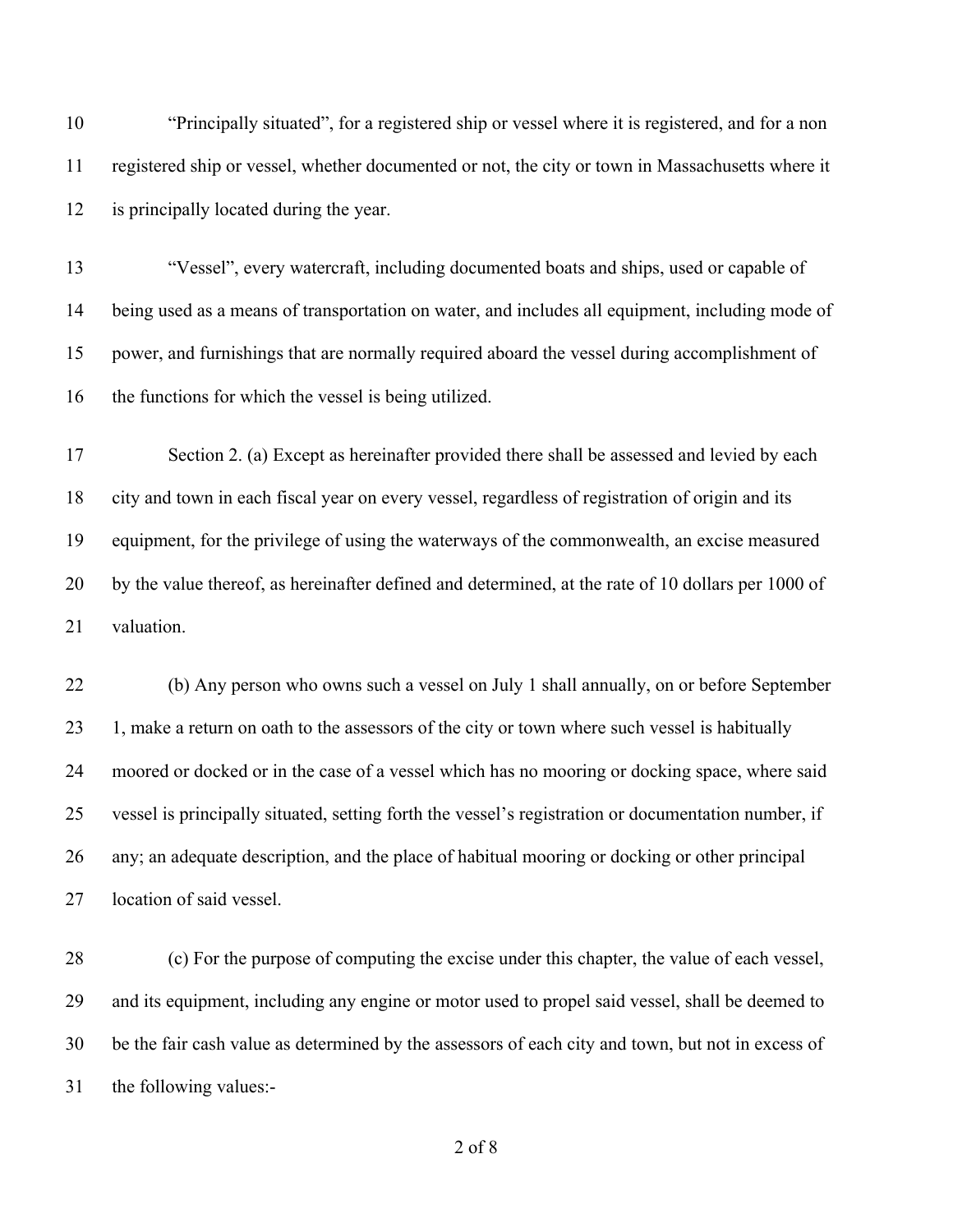"Principally situated", for a registered ship or vessel where it is registered, and for a non registered ship or vessel, whether documented or not, the city or town in Massachusetts where it is principally located during the year.

"Vessel", every watercraft, including documented boats and ships, used or capable of being used as a means of transportation on water, and includes all equipment, including mode of power, and furnishings that are normally required aboard the vessel during accomplishment of the functions for which the vessel is being utilized.

Section 2. (a) Except as hereinafter provided there shall be assessed and levied by each city and town in each fiscal year on every vessel, regardless of registration of origin and its equipment, for the privilege of using the waterways of the commonwealth, an excise measured by the value thereof, as hereinafter defined and determined, at the rate of 10 dollars per 1000 of valuation.

(b) Any person who owns such a vessel on July 1 shall annually, on or before September 1, make a return on oath to the assessors of the city or town where such vessel is habitually moored or docked or in the case of a vessel which has no mooring or docking space, where said vessel is principally situated, setting forth the vessel's registration or documentation number, if any; an adequate description, and the place of habitual mooring or docking or other principal location of said vessel.

(c) For the purpose of computing the excise under this chapter, the value of each vessel, and its equipment, including any engine or motor used to propel said vessel, shall be deemed to be the fair cash value as determined by the assessors of each city and town, but not in excess of the following values:-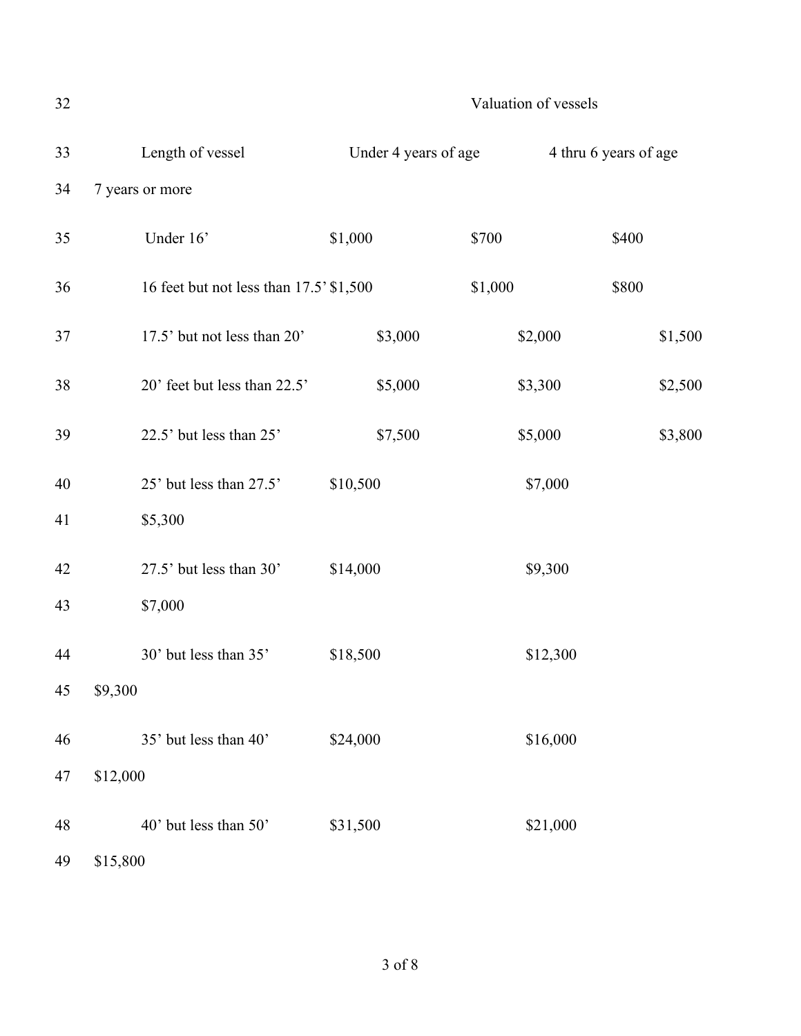Valuation of vessels

| Length of vessel | Under 4 years of age | 4 thru 6 years of age | 7 years or more |
| --- | --- | --- | --- |
| Under 16’ | $1,000 | $700 | $400 |
| 16 feet but not less than 17.5’ | $1,500 | $1,000 | $800 |
| 17.5’ but not less than 20’ | $3,000 | $2,000 | $1,500 |
| 20’ feet but less than 22.5’ | $5,000 | $3,300 | $2,500 |
| 22.5’ but less than 25’ | $7,500 | $5,000 | $3,800 |
| 25’ but less than 27.5’ | $10,500 | $7,000 | $5,300 |
| 27.5’ but less than 30’ | $14,000 | $9,300 | $7,000 |
| 30’ but less than 35’ | $18,500 | $12,300 | $9,300 |
| 35’ but less than 40’ | $24,000 | $16,000 | $12,000 |
| 40’ but less than 50’ | $31,500 | $21,000 | $15,800 |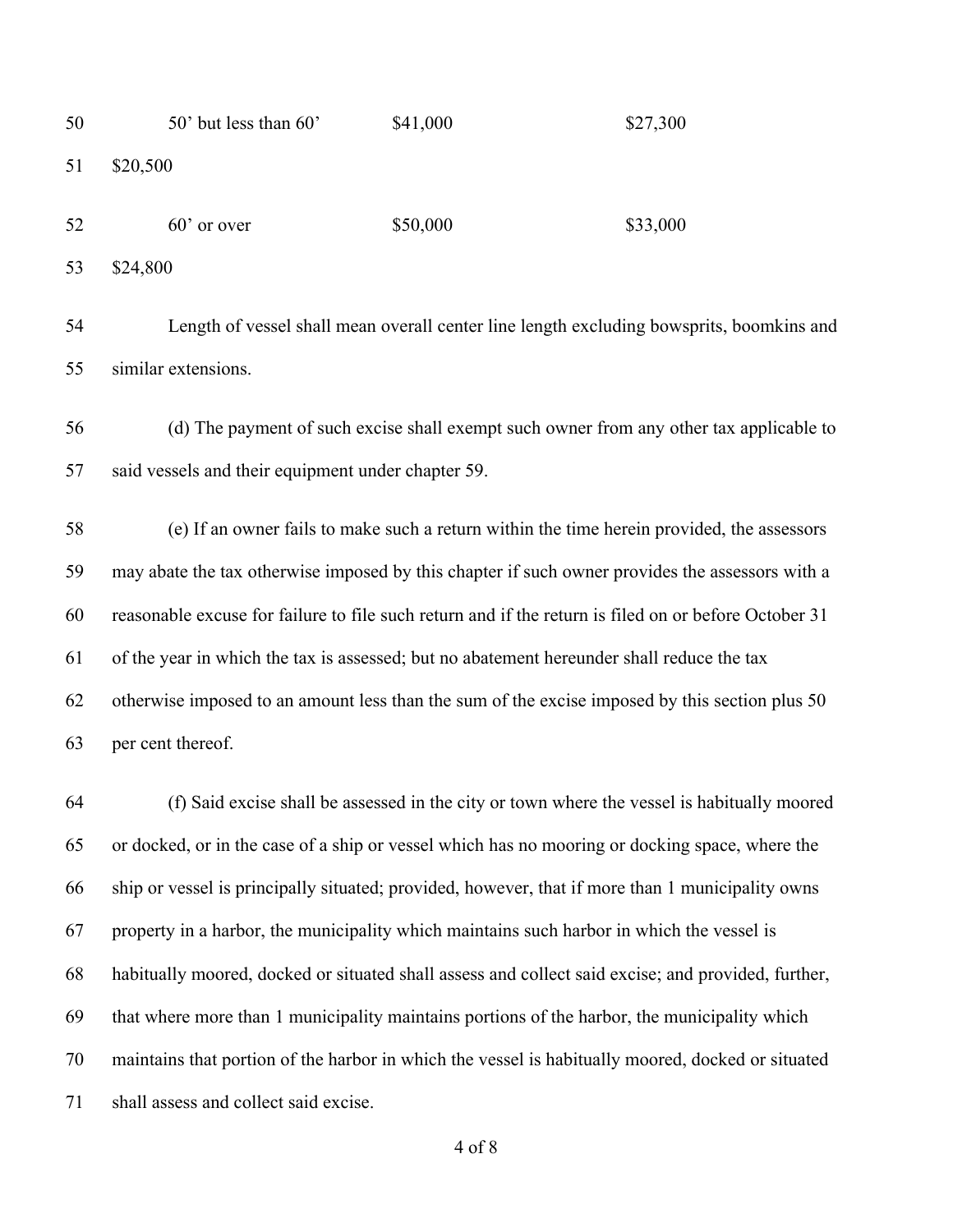| | | | |
|---|---|---|---|
| 50' but less than 60' | $41,000 | $27,300 | $20,500 |
| 60' or over | $50,000 | $33,000 | $24,800 |

Length of vessel shall mean overall center line length excluding bowsprits, boomkins and similar extensions.

(d) The payment of such excise shall exempt such owner from any other tax applicable to said vessels and their equipment under chapter 59.

(e) If an owner fails to make such a return within the time herein provided, the assessors may abate the tax otherwise imposed by this chapter if such owner provides the assessors with a reasonable excuse for failure to file such return and if the return is filed on or before October 31 of the year in which the tax is assessed; but no abatement hereunder shall reduce the tax otherwise imposed to an amount less than the sum of the excise imposed by this section plus 50 per cent thereof.

(f) Said excise shall be assessed in the city or town where the vessel is habitually moored or docked, or in the case of a ship or vessel which has no mooring or docking space, where the ship or vessel is principally situated; provided, however, that if more than 1 municipality owns property in a harbor, the municipality which maintains such harbor in which the vessel is habitually moored, docked or situated shall assess and collect said excise; and provided, further, that where more than 1 municipality maintains portions of the harbor, the municipality which maintains that portion of the harbor in which the vessel is habitually moored, docked or situated shall assess and collect said excise.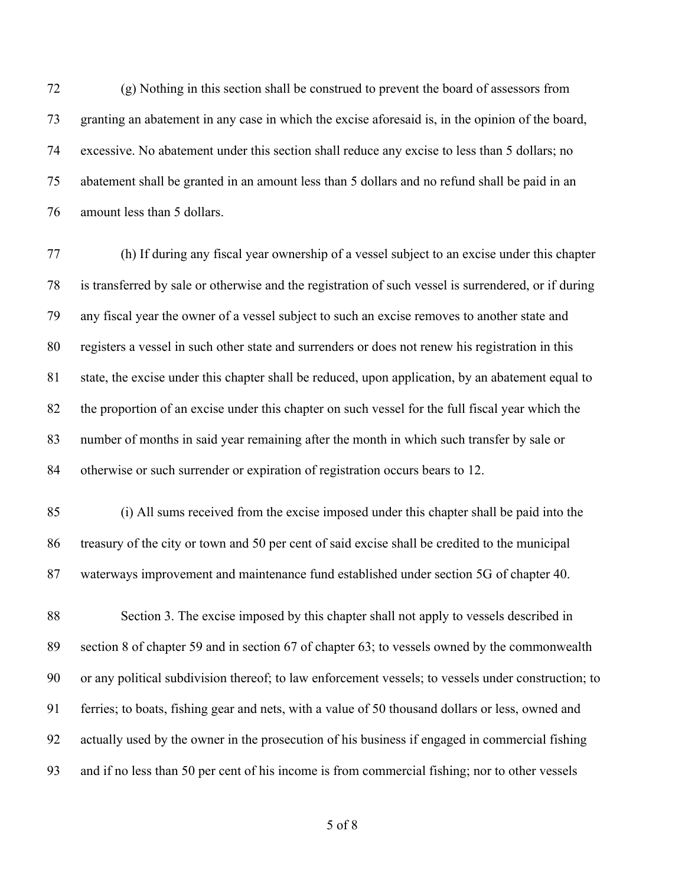(g) Nothing in this section shall be construed to prevent the board of assessors from granting an abatement in any case in which the excise aforesaid is, in the opinion of the board, excessive. No abatement under this section shall reduce any excise to less than 5 dollars; no abatement shall be granted in an amount less than 5 dollars and no refund shall be paid in an amount less than 5 dollars.

(h) If during any fiscal year ownership of a vessel subject to an excise under this chapter is transferred by sale or otherwise and the registration of such vessel is surrendered, or if during any fiscal year the owner of a vessel subject to such an excise removes to another state and registers a vessel in such other state and surrenders or does not renew his registration in this state, the excise under this chapter shall be reduced, upon application, by an abatement equal to the proportion of an excise under this chapter on such vessel for the full fiscal year which the number of months in said year remaining after the month in which such transfer by sale or otherwise or such surrender or expiration of registration occurs bears to 12.

(i) All sums received from the excise imposed under this chapter shall be paid into the treasury of the city or town and 50 per cent of said excise shall be credited to the municipal waterways improvement and maintenance fund established under section 5G of chapter 40.

Section 3. The excise imposed by this chapter shall not apply to vessels described in section 8 of chapter 59 and in section 67 of chapter 63; to vessels owned by the commonwealth or any political subdivision thereof; to law enforcement vessels; to vessels under construction; to ferries; to boats, fishing gear and nets, with a value of 50 thousand dollars or less, owned and actually used by the owner in the prosecution of his business if engaged in commercial fishing and if no less than 50 per cent of his income is from commercial fishing; nor to other vessels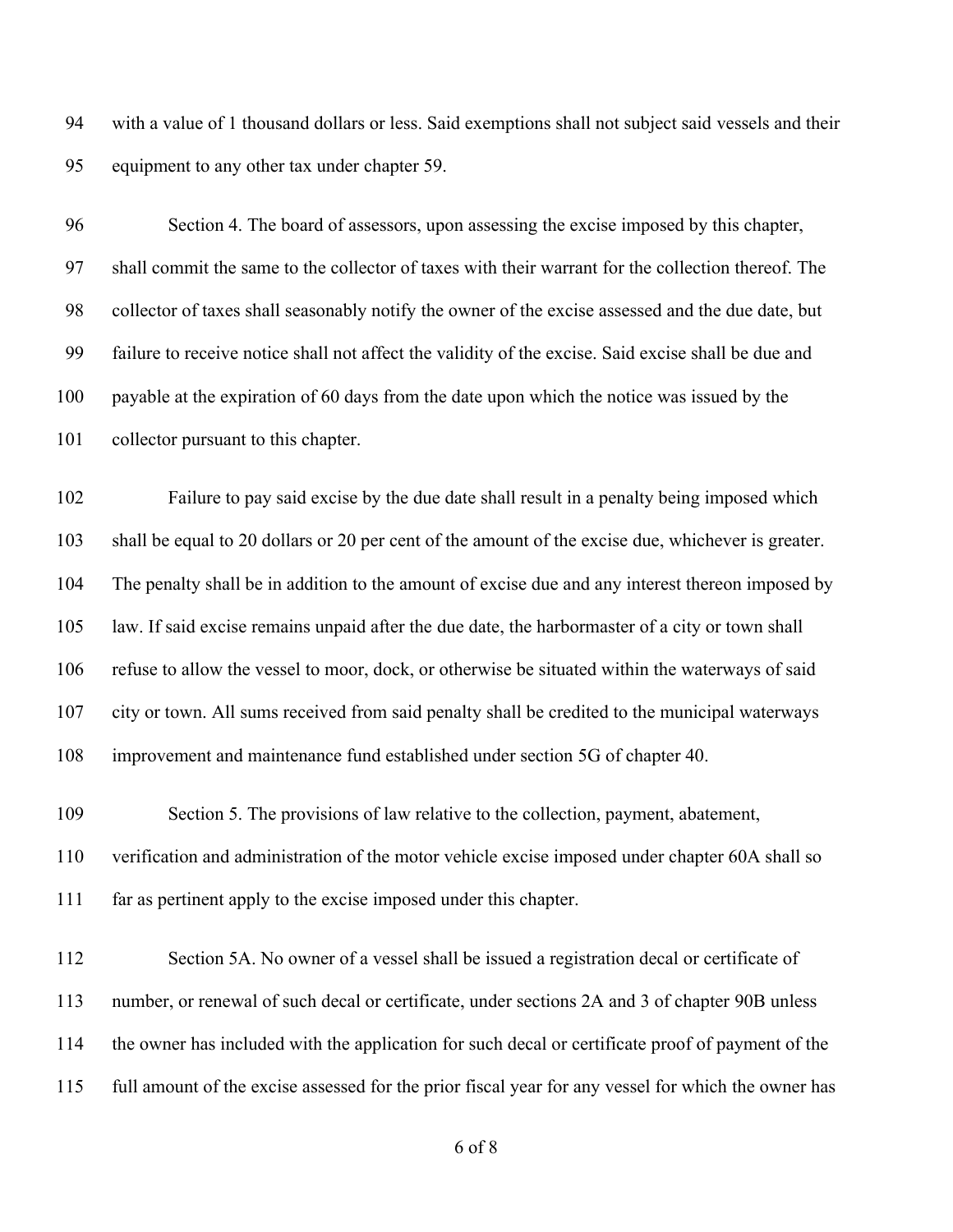with a value of 1 thousand dollars or less. Said exemptions shall not subject said vessels and their equipment to any other tax under chapter 59.

Section 4. The board of assessors, upon assessing the excise imposed by this chapter, shall commit the same to the collector of taxes with their warrant for the collection thereof. The collector of taxes shall seasonably notify the owner of the excise assessed and the due date, but failure to receive notice shall not affect the validity of the excise. Said excise shall be due and payable at the expiration of 60 days from the date upon which the notice was issued by the collector pursuant to this chapter.

Failure to pay said excise by the due date shall result in a penalty being imposed which shall be equal to 20 dollars or 20 per cent of the amount of the excise due, whichever is greater. The penalty shall be in addition to the amount of excise due and any interest thereon imposed by law. If said excise remains unpaid after the due date, the harbormaster of a city or town shall refuse to allow the vessel to moor, dock, or otherwise be situated within the waterways of said city or town. All sums received from said penalty shall be credited to the municipal waterways improvement and maintenance fund established under section 5G of chapter 40.

Section 5. The provisions of law relative to the collection, payment, abatement, verification and administration of the motor vehicle excise imposed under chapter 60A shall so far as pertinent apply to the excise imposed under this chapter.

Section 5A. No owner of a vessel shall be issued a registration decal or certificate of number, or renewal of such decal or certificate, under sections 2A and 3 of chapter 90B unless the owner has included with the application for such decal or certificate proof of payment of the full amount of the excise assessed for the prior fiscal year for any vessel for which the owner has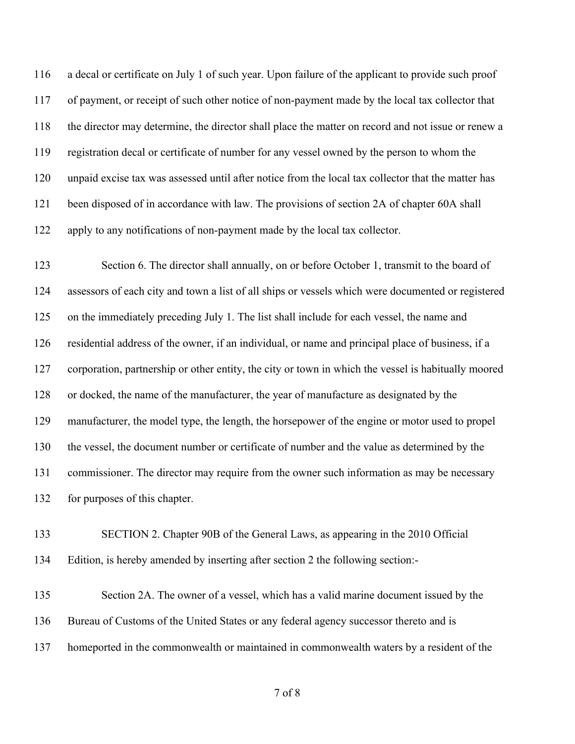116 a decal or certificate on July 1 of such year. Upon failure of the applicant to provide such proof
117 of payment, or receipt of such other notice of non-payment made by the local tax collector that
118 the director may determine, the director shall place the matter on record and not issue or renew a
119 registration decal or certificate of number for any vessel owned by the person to whom the
120 unpaid excise tax was assessed until after notice from the local tax collector that the matter has
121 been disposed of in accordance with law. The provisions of section 2A of chapter 60A shall
122 apply to any notifications of non-payment made by the local tax collector.

123 Section 6. The director shall annually, on or before October 1, transmit to the board of
124 assessors of each city and town a list of all ships or vessels which were documented or registered
125 on the immediately preceding July 1. The list shall include for each vessel, the name and
126 residential address of the owner, if an individual, or name and principal place of business, if a
127 corporation, partnership or other entity, the city or town in which the vessel is habitually moored
128 or docked, the name of the manufacturer, the year of manufacture as designated by the
129 manufacturer, the model type, the length, the horsepower of the engine or motor used to propel
130 the vessel, the document number or certificate of number and the value as determined by the
131 commissioner. The director may require from the owner such information as may be necessary
132 for purposes of this chapter.

133 SECTION 2. Chapter 90B of the General Laws, as appearing in the 2010 Official
134 Edition, is hereby amended by inserting after section 2 the following section:-

135 Section 2A. The owner of a vessel, which has a valid marine document issued by the
136 Bureau of Customs of the United States or any federal agency successor thereto and is
137 homeported in the commonwealth or maintained in commonwealth waters by a resident of the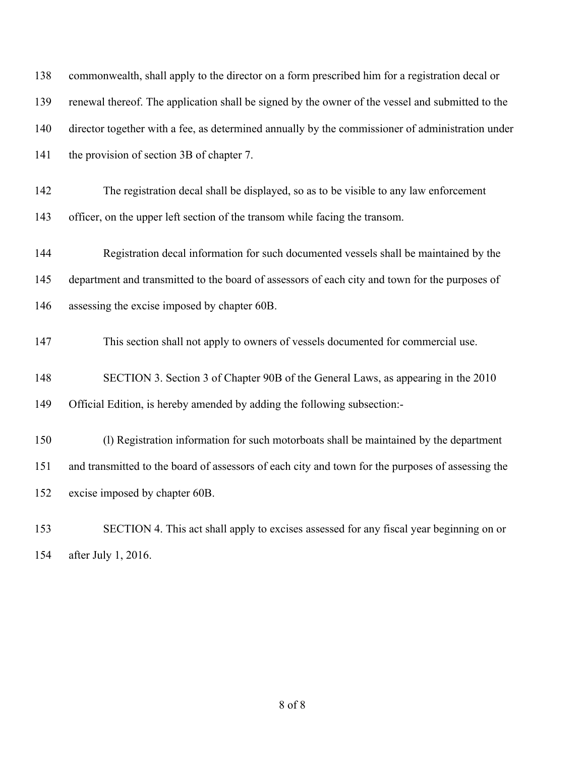commonwealth, shall apply to the director on a form prescribed him for a registration decal or renewal thereof. The application shall be signed by the owner of the vessel and submitted to the director together with a fee, as determined annually by the commissioner of administration under the provision of section 3B of chapter 7.

The registration decal shall be displayed, so as to be visible to any law enforcement officer, on the upper left section of the transom while facing the transom.

Registration decal information for such documented vessels shall be maintained by the department and transmitted to the board of assessors of each city and town for the purposes of assessing the excise imposed by chapter 60B.

This section shall not apply to owners of vessels documented for commercial use.

SECTION 3. Section 3 of Chapter 90B of the General Laws, as appearing in the 2010 Official Edition, is hereby amended by adding the following subsection:-

(l) Registration information for such motorboats shall be maintained by the department and transmitted to the board of assessors of each city and town for the purposes of assessing the excise imposed by chapter 60B.

SECTION 4. This act shall apply to excises assessed for any fiscal year beginning on or after July 1, 2016.